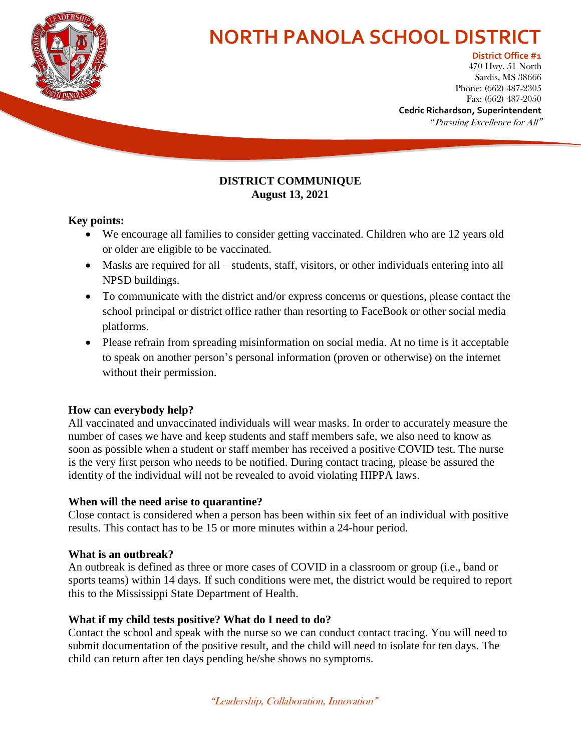# NORTH PANOLA SCHOOL DISTRICT

**District Office #1**
470 Hwy. 51 North
Sardis, MS 38666
Phone: (662) 487-2305
Fax: (662) 487-2050
**Cedric Richardson, Superintendent**
"*Pursuing Excellence for All*"

**DISTRICT COMMUNIQUE**
**August 13, 2021**

**Key points:**

- We encourage all families to consider getting vaccinated. Children who are 12 years old or older are eligible to be vaccinated.
- Masks are required for all – students, staff, visitors, or other individuals entering into all NPSD buildings.
- To communicate with the district and/or express concerns or questions, please contact the school principal or district office rather than resorting to FaceBook or other social media platforms.
- Please refrain from spreading misinformation on social media. At no time is it acceptable to speak on another person's personal information (proven or otherwise) on the internet without their permission.

**How can everybody help?**
All vaccinated and unvaccinated individuals will wear masks. In order to accurately measure the number of cases we have and keep students and staff members safe, we also need to know as soon as possible when a student or staff member has received a positive COVID test. The nurse is the very first person who needs to be notified. During contact tracing, please be assured the identity of the individual will not be revealed to avoid violating HIPPA laws.

**When will the need arise to quarantine?**
Close contact is considered when a person has been within six feet of an individual with positive results. This contact has to be 15 or more minutes within a 24-hour period.

**What is an outbreak?**
An outbreak is defined as three or more cases of COVID in a classroom or group (i.e., band or sports teams) within 14 days. If such conditions were met, the district would be required to report this to the Mississippi State Department of Health.

**What if my child tests positive? What do I need to do?**
Contact the school and speak with the nurse so we can conduct contact tracing. You will need to submit documentation of the positive result, and the child will need to isolate for ten days. The child can return after ten days pending he/she shows no symptoms.

*"Leadership, Collaboration, Innovation"*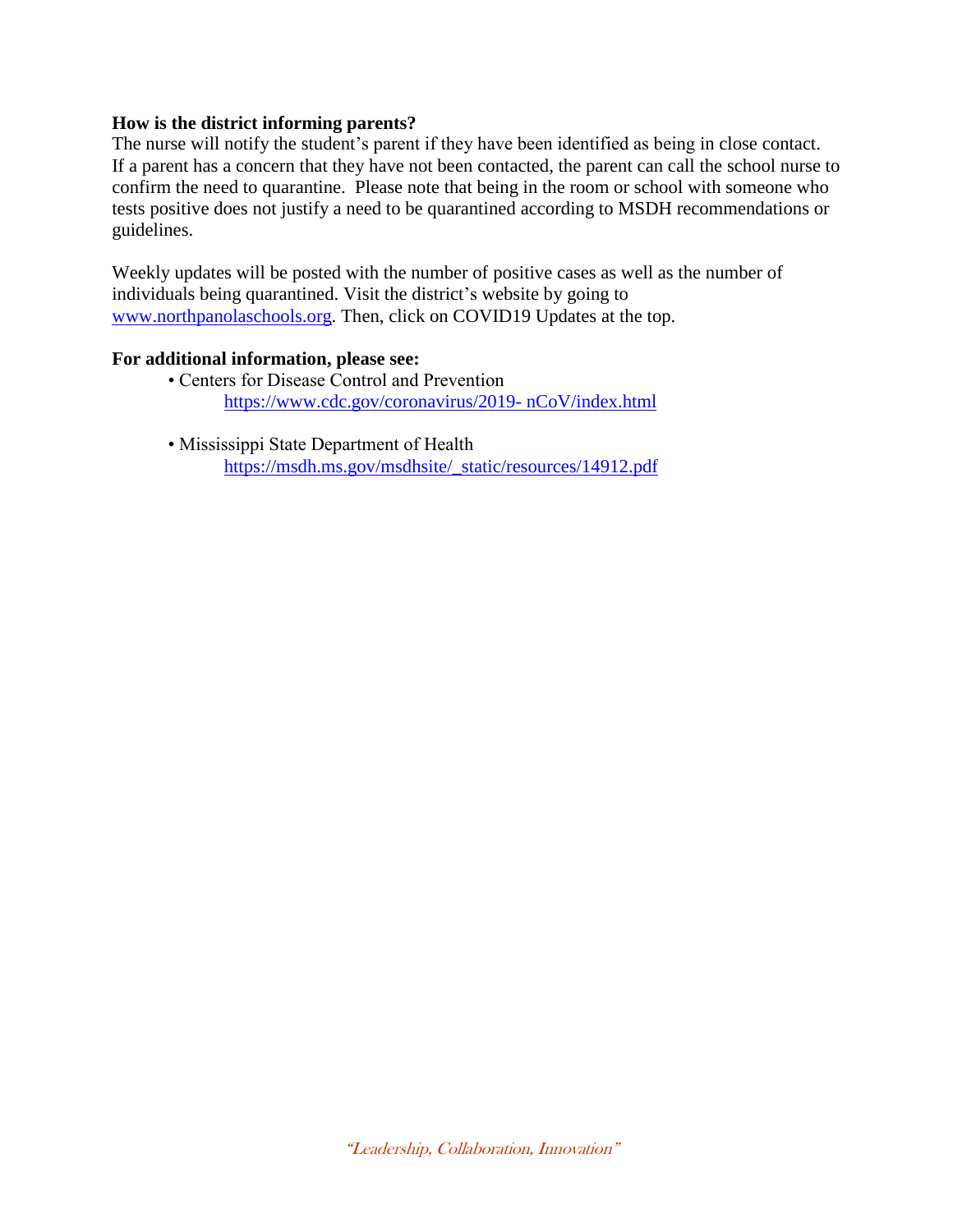**How is the district informing parents?**

The nurse will notify the student's parent if they have been identified as being in close contact. If a parent has a concern that they have not been contacted, the parent can call the school nurse to confirm the need to quarantine. Please note that being in the room or school with someone who tests positive does not justify a need to be quarantined according to MSDH recommendations or guidelines.

Weekly updates will be posted with the number of positive cases as well as the number of individuals being quarantined. Visit the district's website by going to [www.northpanolaschools.org](http://www.northpanolaschools.org). Then, click on COVID19 Updates at the top.

**For additional information, please see:**

- Centers for Disease Control and Prevention
  https://www.cdc.gov/coronavirus/2019- nCoV/index.html
- Mississippi State Department of Health
  https://msdh.ms.gov/msdhsite/_static/resources/14912.pdf

*"Leadership, Collaboration, Innovation"*